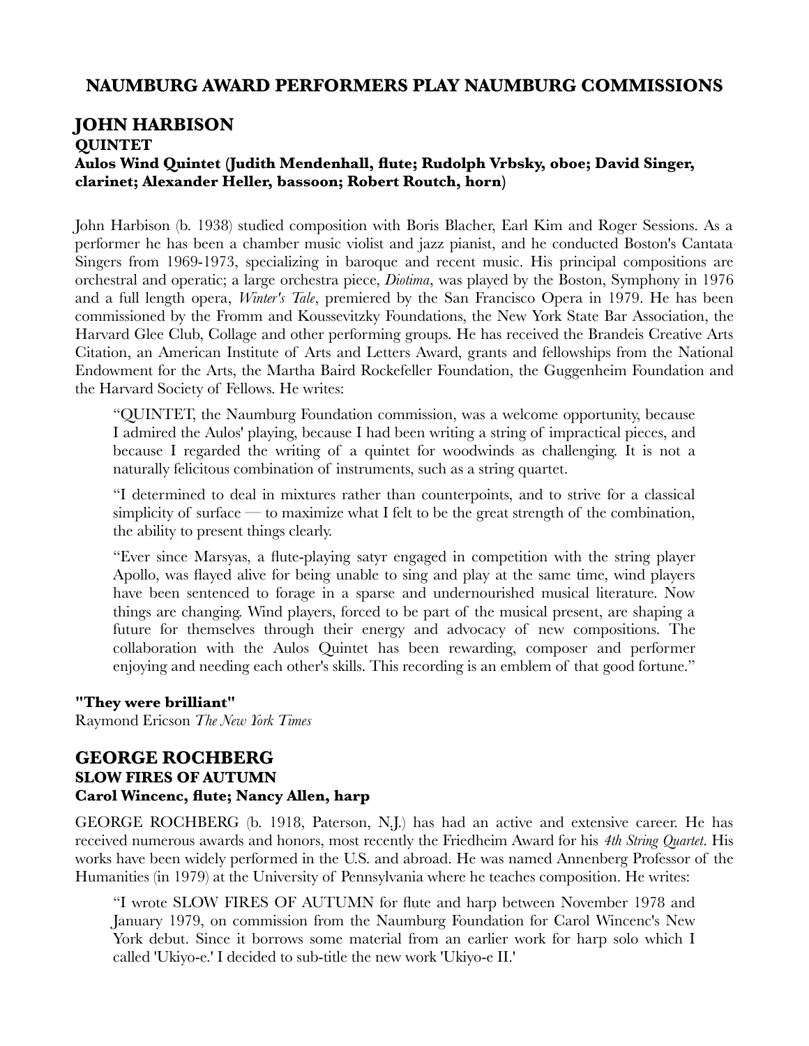## NAUMBURG AWARD PERFORMERS PLAY NAUMBURG COMMISSIONS

### JOHN HARBISON
**QUINTET**
**Aulos Wind Quintet (Judith Mendenhall, flute; Rudolph Vrbsky, oboe; David Singer, clarinet; Alexander Heller, bassoon; Robert Routch, horn)**

John Harbison (b. 1938) studied composition with Boris Blacher, Earl Kim and Roger Sessions. As a performer he has been a chamber music violist and jazz pianist, and he conducted Boston's Cantata Singers from 1969-1973, specializing in baroque and recent music. His principal compositions are orchestral and operatic; a large orchestra piece, *Diotima*, was played by the Boston, Symphony in 1976 and a full length opera, *Winter's Tale*, premiered by the San Francisco Opera in 1979. He has been commissioned by the Fromm and Koussevitzky Foundations, the New York State Bar Association, the Harvard Glee Club, Collage and other performing groups. He has received the Brandeis Creative Arts Citation, an American Institute of Arts and Letters Award, grants and fellowships from the National Endowment for the Arts, the Martha Baird Rockefeller Foundation, the Guggenheim Foundation and the Harvard Society of Fellows. He writes:

> "QUINTET, the Naumburg Foundation commission, was a welcome opportunity, because I admired the Aulos' playing, because I had been writing a string of impractical pieces, and because I regarded the writing of a quintet for woodwinds as challenging. It is not a naturally felicitous combination of instruments, such as a string quartet.
>
> "I determined to deal in mixtures rather than counterpoints, and to strive for a classical simplicity of surface — to maximize what I felt to be the great strength of the combination, the ability to present things clearly.
>
> "Ever since Marsyas, a flute-playing satyr engaged in competition with the string player Apollo, was flayed alive for being unable to sing and play at the same time, wind players have been sentenced to forage in a sparse and undernourished musical literature. Now things are changing. Wind players, forced to be part of the musical present, are shaping a future for themselves through their energy and advocacy of new compositions. The collaboration with the Aulos Quintet has been rewarding, composer and performer enjoying and needing each other's skills. This recording is an emblem of that good fortune."

**"They were brilliant"**
Raymond Ericson *The New York Times*

### GEORGE ROCHBERG
**SLOW FIRES OF AUTUMN**
**Carol Wincenc, flute; Nancy Allen, harp**

GEORGE ROCHBERG (b. 1918, Paterson, N.J.) has had an active and extensive career. He has received numerous awards and honors, most recently the Friedheim Award for his *4th String Quartet*. His works have been widely performed in the U.S. and abroad. He was named Annenberg Professor of the Humanities (in 1979) at the University of Pennsylvania where he teaches composition. He writes:

> "I wrote SLOW FIRES OF AUTUMN for flute and harp between November 1978 and January 1979, on commission from the Naumburg Foundation for Carol Wincenc's New York debut. Since it borrows some material from an earlier work for harp solo which I called 'Ukiyo-e.' I decided to sub-title the new work 'Ukiyo-e II.'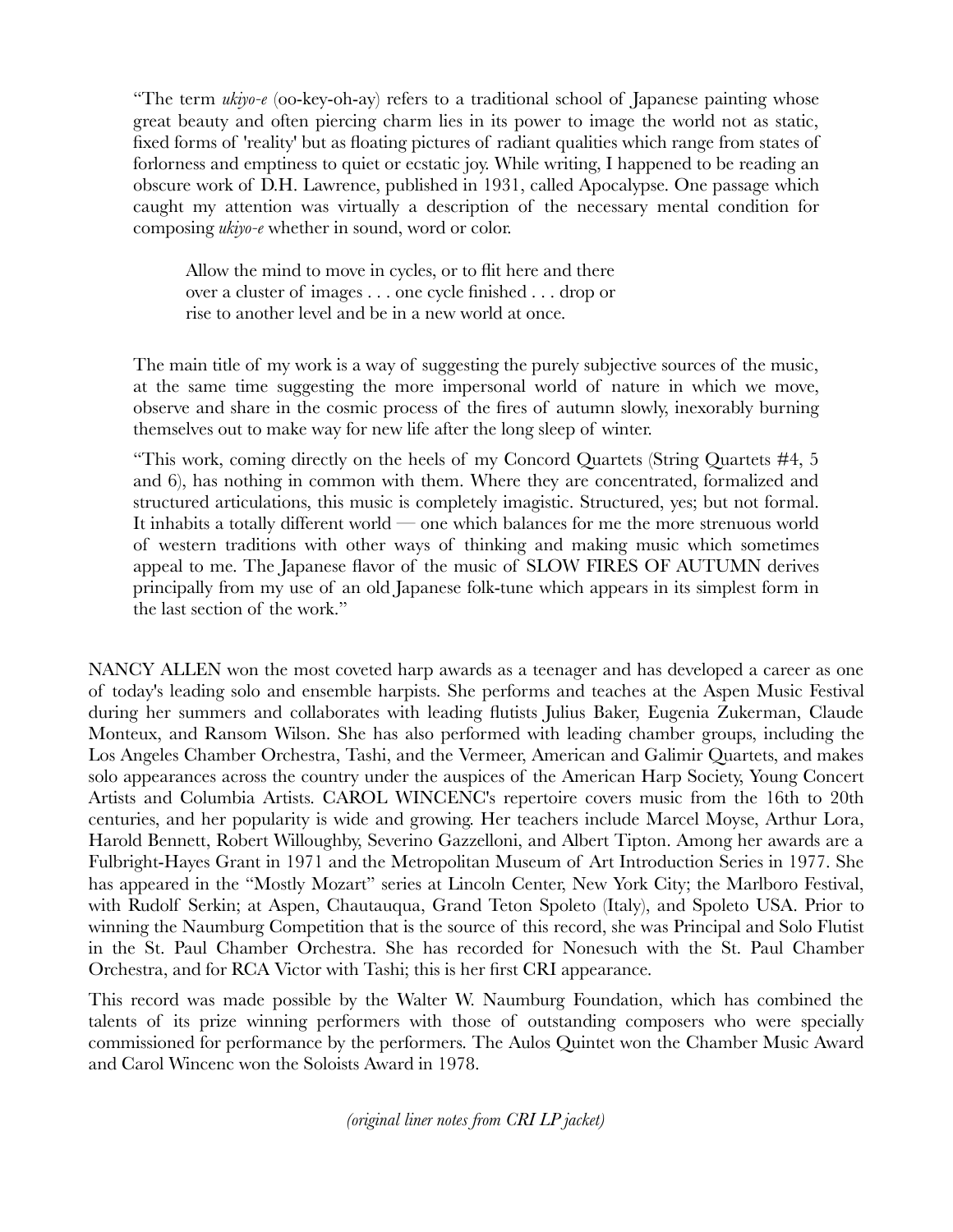"The term *ukiyo-e* (oo-key-oh-ay) refers to a traditional school of Japanese painting whose great beauty and often piercing charm lies in its power to image the world not as static, fixed forms of 'reality' but as floating pictures of radiant qualities which range from states of forlorness and emptiness to quiet or ecstatic joy. While writing, I happened to be reading an obscure work of D.H. Lawrence, published in 1931, called Apocalypse. One passage which caught my attention was virtually a description of the necessary mental condition for composing *ukiyo-e* whether in sound, word or color.

> Allow the mind to move in cycles, or to flit here and there over a cluster of images . . . one cycle finished . . . drop or rise to another level and be in a new world at once.

The main title of my work is a way of suggesting the purely subjective sources of the music, at the same time suggesting the more impersonal world of nature in which we move, observe and share in the cosmic process of the fires of autumn slowly, inexorably burning themselves out to make way for new life after the long sleep of winter.

"This work, coming directly on the heels of my Concord Quartets (String Quartets #4, 5 and 6), has nothing in common with them. Where they are concentrated, formalized and structured articulations, this music is completely imagistic. Structured, yes; but not formal. It inhabits a totally different world — one which balances for me the more strenuous world of western traditions with other ways of thinking and making music which sometimes appeal to me. The Japanese flavor of the music of SLOW FIRES OF AUTUMN derives principally from my use of an old Japanese folk-tune which appears in its simplest form in the last section of the work."

NANCY ALLEN won the most coveted harp awards as a teenager and has developed a career as one of today's leading solo and ensemble harpists. She performs and teaches at the Aspen Music Festival during her summers and collaborates with leading flutists Julius Baker, Eugenia Zukerman, Claude Monteux, and Ransom Wilson. She has also performed with leading chamber groups, including the Los Angeles Chamber Orchestra, Tashi, and the Vermeer, American and Galimir Quartets, and makes solo appearances across the country under the auspices of the American Harp Society, Young Concert Artists and Columbia Artists. CAROL WINCENC's repertoire covers music from the 16th to 20th centuries, and her popularity is wide and growing. Her teachers include Marcel Moyse, Arthur Lora, Harold Bennett, Robert Willoughby, Severino Gazzelloni, and Albert Tipton. Among her awards are a Fulbright-Hayes Grant in 1971 and the Metropolitan Museum of Art Introduction Series in 1977. She has appeared in the "Mostly Mozart" series at Lincoln Center, New York City; the Marlboro Festival, with Rudolf Serkin; at Aspen, Chautauqua, Grand Teton Spoleto (Italy), and Spoleto USA. Prior to winning the Naumburg Competition that is the source of this record, she was Principal and Solo Flutist in the St. Paul Chamber Orchestra. She has recorded for Nonesuch with the St. Paul Chamber Orchestra, and for RCA Victor with Tashi; this is her first CRI appearance.

This record was made possible by the Walter W. Naumburg Foundation, which has combined the talents of its prize winning performers with those of outstanding composers who were specially commissioned for performance by the performers. The Aulos Quintet won the Chamber Music Award and Carol Wincenc won the Soloists Award in 1978.

*(original liner notes from CRI LP jacket)*